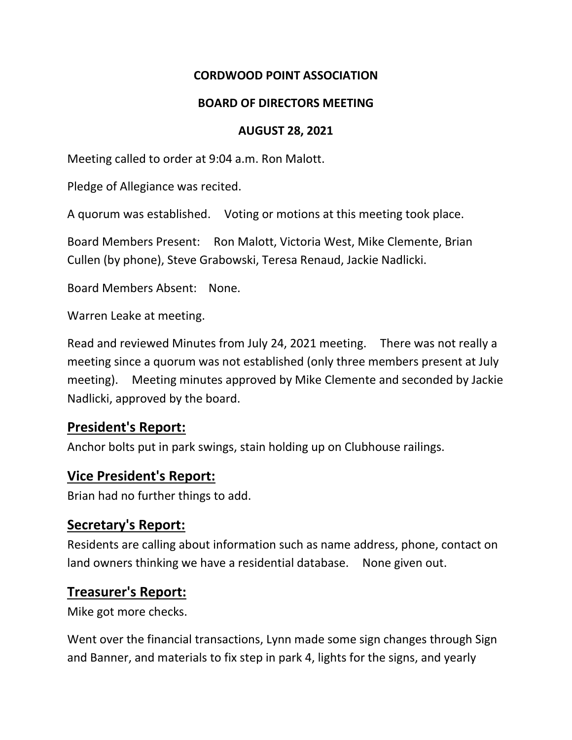**CORDWOOD POINT ASSOCIATION**

**BOARD OF DIRECTORS MEETING**

**AUGUST 28, 2021**

Meeting called to order at 9:04 a.m. Ron Malott.

Pledge of Allegiance was recited.

A quorum was established. Voting or motions at this meeting took place.

Board Members Present: Ron Malott, Victoria West, Mike Clemente, Brian Cullen (by phone), Steve Grabowski, Teresa Renaud, Jackie Nadlicki.

Board Members Absent: None.

Warren Leake at meeting.

Read and reviewed Minutes from July 24, 2021 meeting. There was not really a meeting since a quorum was not established (only three members present at July meeting). Meeting minutes approved by Mike Clemente and seconded by Jackie Nadlicki, approved by the board.

## President's Report:

Anchor bolts put in park swings, stain holding up on Clubhouse railings.

## Vice President's Report:

Brian had no further things to add.

## Secretary's Report:

Residents are calling about information such as name address, phone, contact on land owners thinking we have a residential database. None given out.

## Treasurer's Report:

Mike got more checks.

Went over the financial transactions, Lynn made some sign changes through Sign and Banner, and materials to fix step in park 4, lights for the signs, and yearly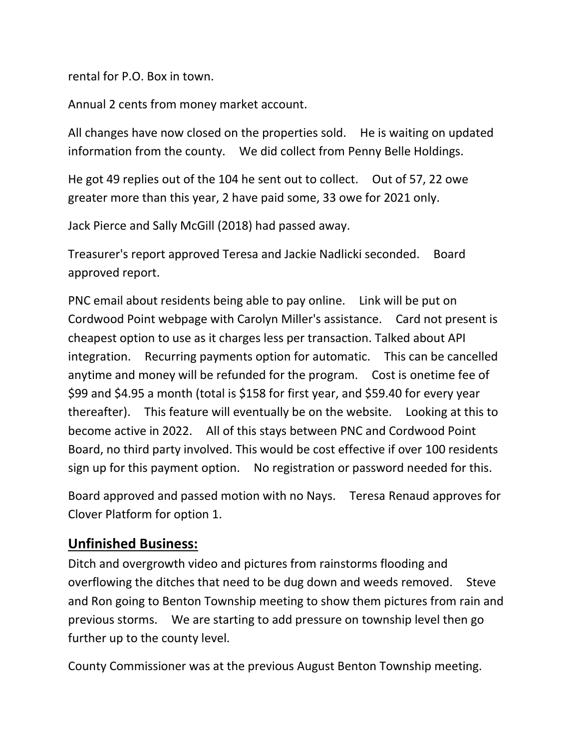rental for P.O. Box in town.

Annual 2 cents from money market account.

All changes have now closed on the properties sold. He is waiting on updated information from the county. We did collect from Penny Belle Holdings.

He got 49 replies out of the 104 he sent out to collect. Out of 57, 22 owe greater more than this year, 2 have paid some, 33 owe for 2021 only.

Jack Pierce and Sally McGill (2018) had passed away.

Treasurer's report approved Teresa and Jackie Nadlicki seconded. Board approved report.

PNC email about residents being able to pay online. Link will be put on Cordwood Point webpage with Carolyn Miller's assistance. Card not present is cheapest option to use as it charges less per transaction. Talked about API integration. Recurring payments option for automatic. This can be cancelled anytime and money will be refunded for the program. Cost is onetime fee of $99 and $4.95 a month (total is $158 for first year, and $59.40 for every year thereafter). This feature will eventually be on the website. Looking at this to become active in 2022. All of this stays between PNC and Cordwood Point Board, no third party involved. This would be cost effective if over 100 residents sign up for this payment option. No registration or password needed for this.

Board approved and passed motion with no Nays. Teresa Renaud approves for Clover Platform for option 1.

## Unfinished Business:

Ditch and overgrowth video and pictures from rainstorms flooding and overflowing the ditches that need to be dug down and weeds removed. Steve and Ron going to Benton Township meeting to show them pictures from rain and previous storms. We are starting to add pressure on township level then go further up to the county level.

County Commissioner was at the previous August Benton Township meeting.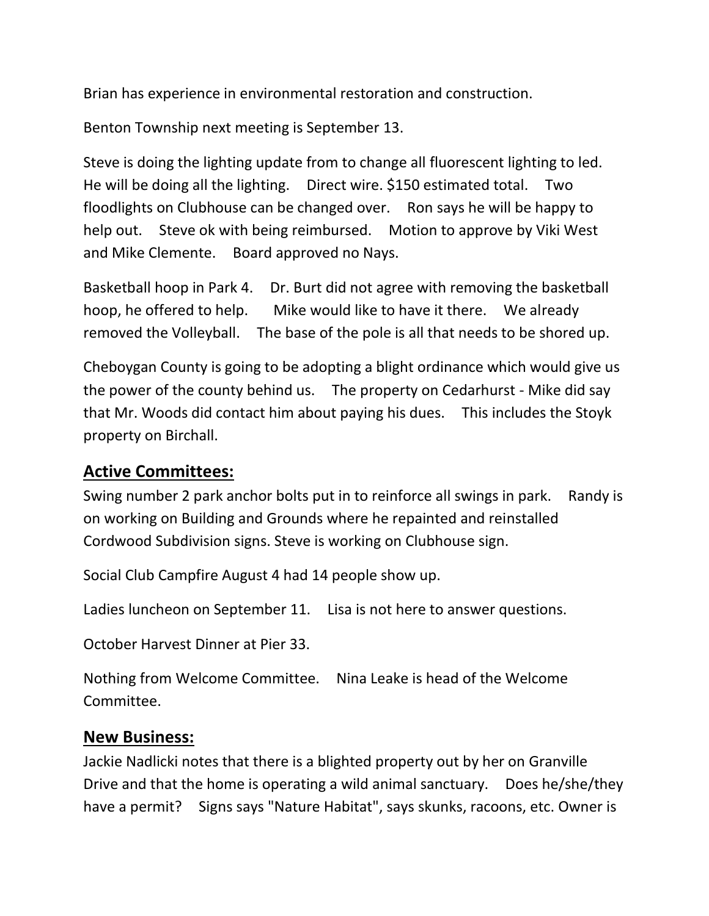Brian has experience in environmental restoration and construction.

Benton Township next meeting is September 13.

Steve is doing the lighting update from to change all fluorescent lighting to led. He will be doing all the lighting. Direct wire. $150 estimated total. Two floodlights on Clubhouse can be changed over. Ron says he will be happy to help out. Steve ok with being reimbursed. Motion to approve by Viki West and Mike Clemente. Board approved no Nays.

Basketball hoop in Park 4. Dr. Burt did not agree with removing the basketball hoop, he offered to help. Mike would like to have it there. We already removed the Volleyball. The base of the pole is all that needs to be shored up.

Cheboygan County is going to be adopting a blight ordinance which would give us the power of the county behind us. The property on Cedarhurst - Mike did say that Mr. Woods did contact him about paying his dues. This includes the Stoyk property on Birchall.

## Active Committees:

Swing number 2 park anchor bolts put in to reinforce all swings in park. Randy is on working on Building and Grounds where he repainted and reinstalled Cordwood Subdivision signs. Steve is working on Clubhouse sign.

Social Club Campfire August 4 had 14 people show up.

Ladies luncheon on September 11. Lisa is not here to answer questions.

October Harvest Dinner at Pier 33.

Nothing from Welcome Committee. Nina Leake is head of the Welcome Committee.

## New Business:

Jackie Nadlicki notes that there is a blighted property out by her on Granville Drive and that the home is operating a wild animal sanctuary. Does he/she/they have a permit? Signs says "Nature Habitat", says skunks, racoons, etc. Owner is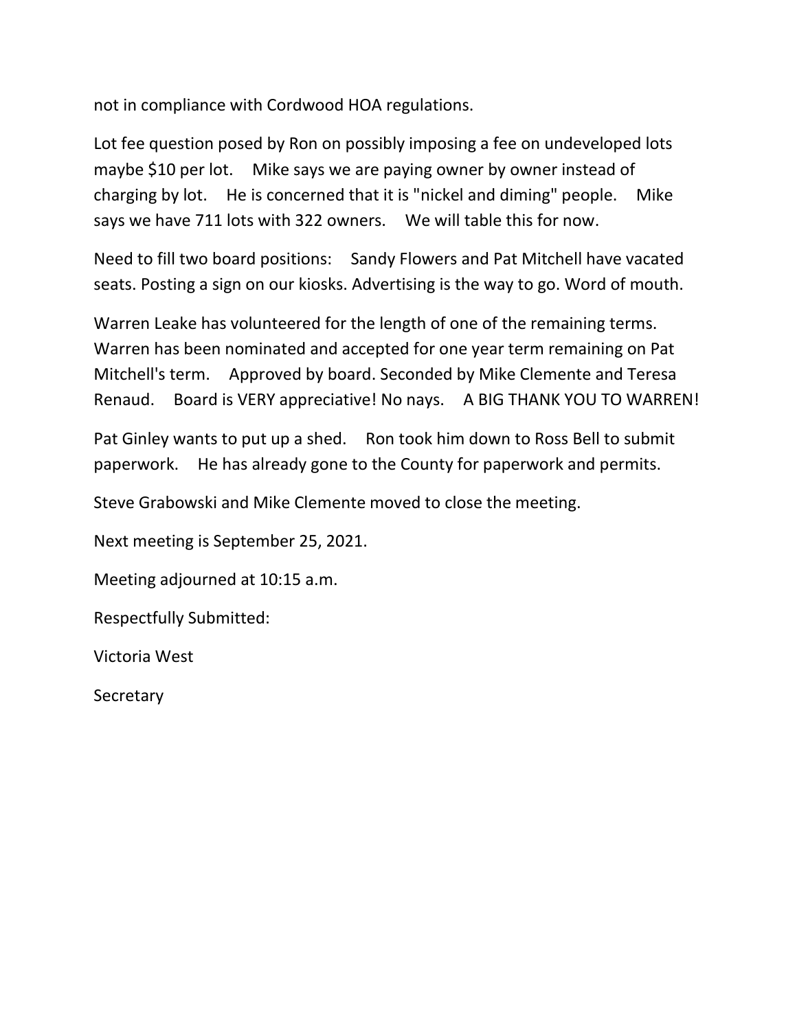not in compliance with Cordwood HOA regulations.

Lot fee question posed by Ron on possibly imposing a fee on undeveloped lots maybe $10 per lot. Mike says we are paying owner by owner instead of charging by lot. He is concerned that it is "nickel and diming" people. Mike says we have 711 lots with 322 owners. We will table this for now.

Need to fill two board positions: Sandy Flowers and Pat Mitchell have vacated seats. Posting a sign on our kiosks. Advertising is the way to go. Word of mouth.

Warren Leake has volunteered for the length of one of the remaining terms. Warren has been nominated and accepted for one year term remaining on Pat Mitchell's term. Approved by board. Seconded by Mike Clemente and Teresa Renaud. Board is VERY appreciative! No nays. A BIG THANK YOU TO WARREN!

Pat Ginley wants to put up a shed. Ron took him down to Ross Bell to submit paperwork. He has already gone to the County for paperwork and permits.

Steve Grabowski and Mike Clemente moved to close the meeting.

Next meeting is September 25, 2021.

Meeting adjourned at 10:15 a.m.

Respectfully Submitted:

Victoria West

Secretary